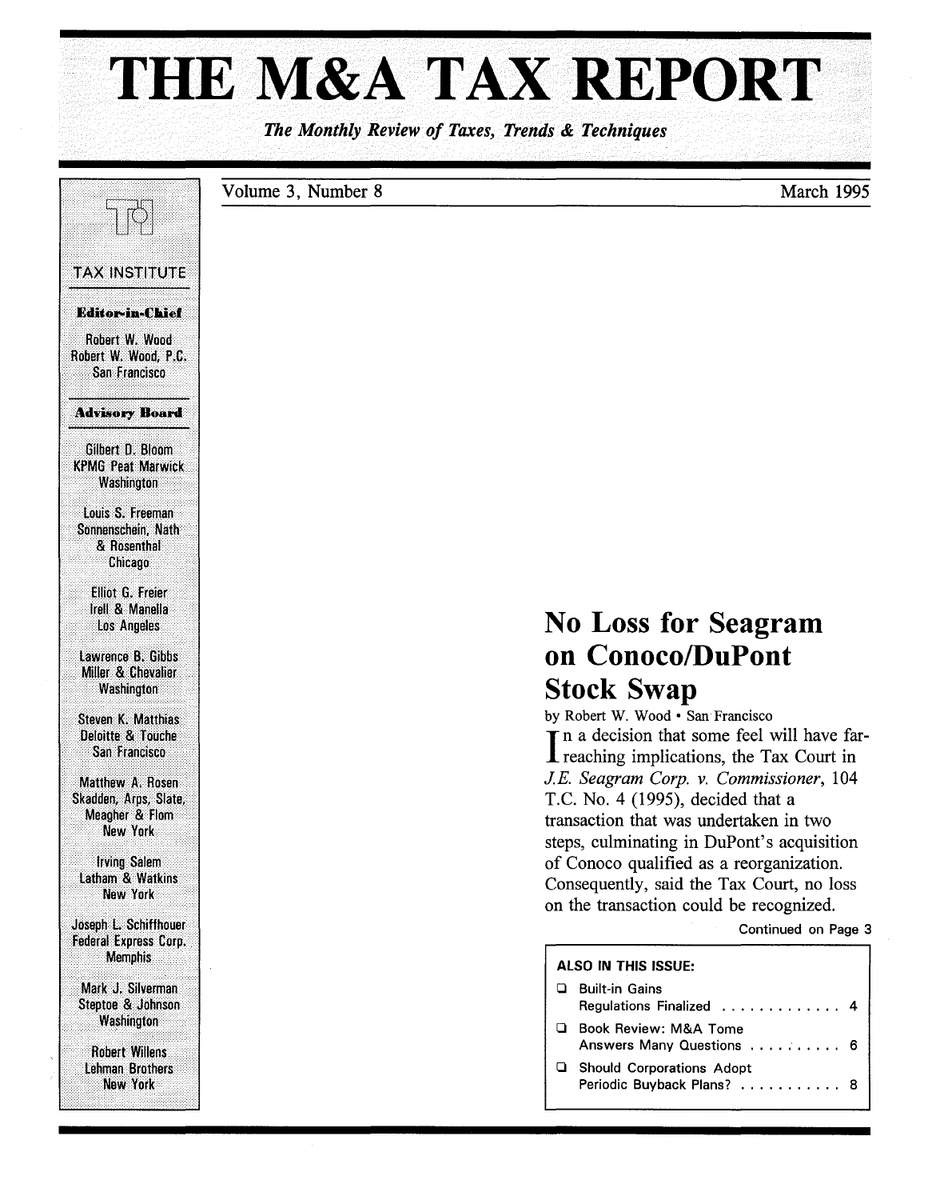# THE M&A TAX REPORT

*The Monthly Review of Taxes, Trends & Techniques*

Volume 3, Number 8 — March 1995

TAX INSTITUTE

**Editor-in-Chief**

Robert W. Wood
Robert W. Wood, P.C.
San Francisco

**Advisory Board**

Gilbert D. Bloom
KPMG Peat Marwick
Washington

Louis S. Freeman
Sonnenschein, Nath & Rosenthal
Chicago

Elliot G. Freier
Irell & Manella
Los Angeles

Lawrence B. Gibbs
Miller & Chevalier
Washington

Steven K. Matthias
Deloitte & Touche
San Francisco

Matthew A. Rosen
Skadden, Arps, Slate, Meagher & Flom
New York

Irving Salem
Latham & Watkins
New York

Joseph L. Schiffhouer
Federal Express Corp.
Memphis

Mark J. Silverman
Steptoe & Johnson
Washington

Robert Willens
Lehman Brothers
New York

## No Loss for Seagram on Conoco/DuPont Stock Swap

by Robert W. Wood • San Francisco

In a decision that some feel will have far-reaching implications, the Tax Court in *J.E. Seagram Corp. v. Commissioner*, 104 T.C. No. 4 (1995), decided that a transaction that was undertaken in two steps, culminating in DuPont's acquisition of Conoco qualified as a reorganization. Consequently, said the Tax Court, no loss on the transaction could be recognized.

Continued on Page 3

**ALSO IN THIS ISSUE:**

- Built-in Gains Regulations Finalized . . . . . . . . . . . . . 4
- Book Review: M&A Tome Answers Many Questions . . . . . . . . . . 6
- Should Corporations Adopt Periodic Buyback Plans? . . . . . . . . . . . 8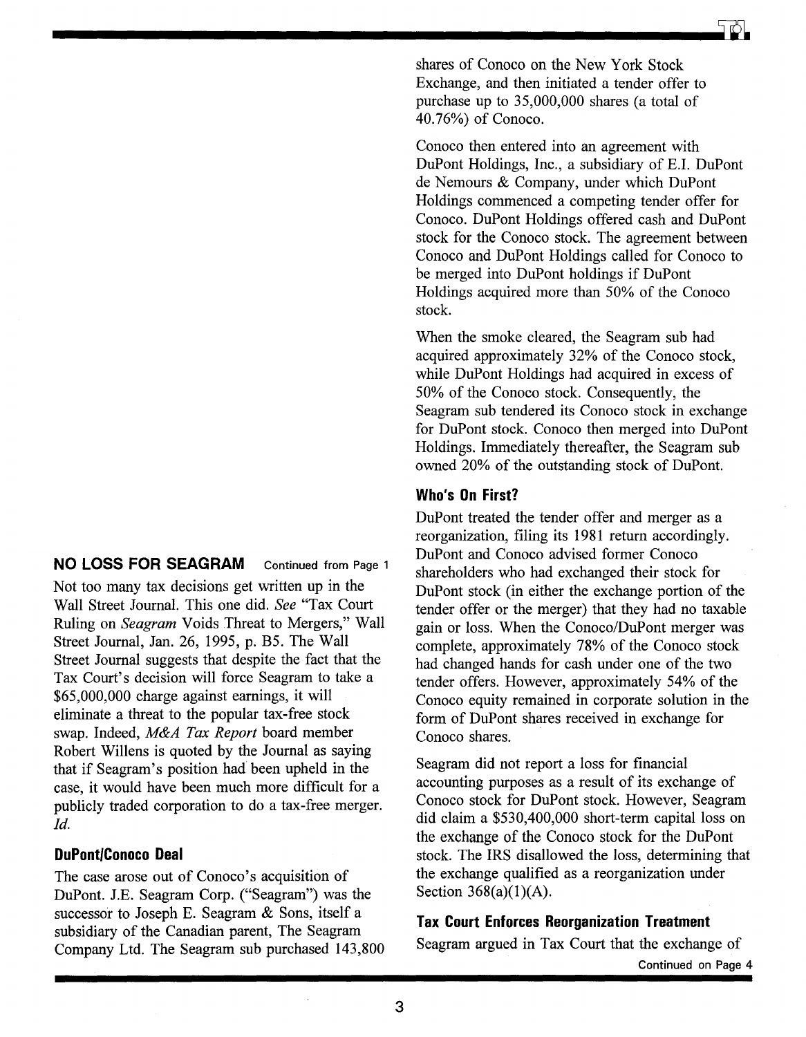## NO LOSS FOR SEAGRAM

Continued from Page 1

Not too many tax decisions get written up in the Wall Street Journal. This one did. *See* "Tax Court Ruling on *Seagram* Voids Threat to Mergers," Wall Street Journal, Jan. 26, 1995, p. B5. The Wall Street Journal suggests that despite the fact that the Tax Court's decision will force Seagram to take a $65,000,000 charge against earnings, it will eliminate a threat to the popular tax-free stock swap. Indeed, *M&A Tax Report* board member Robert Willens is quoted by the Journal as saying that if Seagram's position had been upheld in the case, it would have been much more difficult for a publicly traded corporation to do a tax-free merger. *Id.*

### DuPont/Conoco Deal

The case arose out of Conoco's acquisition of DuPont. J.E. Seagram Corp. ("Seagram") was the successor to Joseph E. Seagram & Sons, itself a subsidiary of the Canadian parent, The Seagram Company Ltd. The Seagram sub purchased 143,800 shares of Conoco on the New York Stock Exchange, and then initiated a tender offer to purchase up to 35,000,000 shares (a total of 40.76%) of Conoco.

Conoco then entered into an agreement with DuPont Holdings, Inc., a subsidiary of E.I. DuPont de Nemours & Company, under which DuPont Holdings commenced a competing tender offer for Conoco. DuPont Holdings offered cash and DuPont stock for the Conoco stock. The agreement between Conoco and DuPont Holdings called for Conoco to be merged into DuPont holdings if DuPont Holdings acquired more than 50% of the Conoco stock.

When the smoke cleared, the Seagram sub had acquired approximately 32% of the Conoco stock, while DuPont Holdings had acquired in excess of 50% of the Conoco stock. Consequently, the Seagram sub tendered its Conoco stock in exchange for DuPont stock. Conoco then merged into DuPont Holdings. Immediately thereafter, the Seagram sub owned 20% of the outstanding stock of DuPont.

### Who's On First?

DuPont treated the tender offer and merger as a reorganization, filing its 1981 return accordingly. DuPont and Conoco advised former Conoco shareholders who had exchanged their stock for DuPont stock (in either the exchange portion of the tender offer or the merger) that they had no taxable gain or loss. When the Conoco/DuPont merger was complete, approximately 78% of the Conoco stock had changed hands for cash under one of the two tender offers. However, approximately 54% of the Conoco equity remained in corporate solution in the form of DuPont shares received in exchange for Conoco shares.

Seagram did not report a loss for financial accounting purposes as a result of its exchange of Conoco stock for DuPont stock. However, Seagram did claim a $530,400,000 short-term capital loss on the exchange of the Conoco stock for the DuPont stock. The IRS disallowed the loss, determining that the exchange qualified as a reorganization under Section 368(a)(1)(A).

### Tax Court Enforces Reorganization Treatment

Seagram argued in Tax Court that the exchange of

Continued on Page 4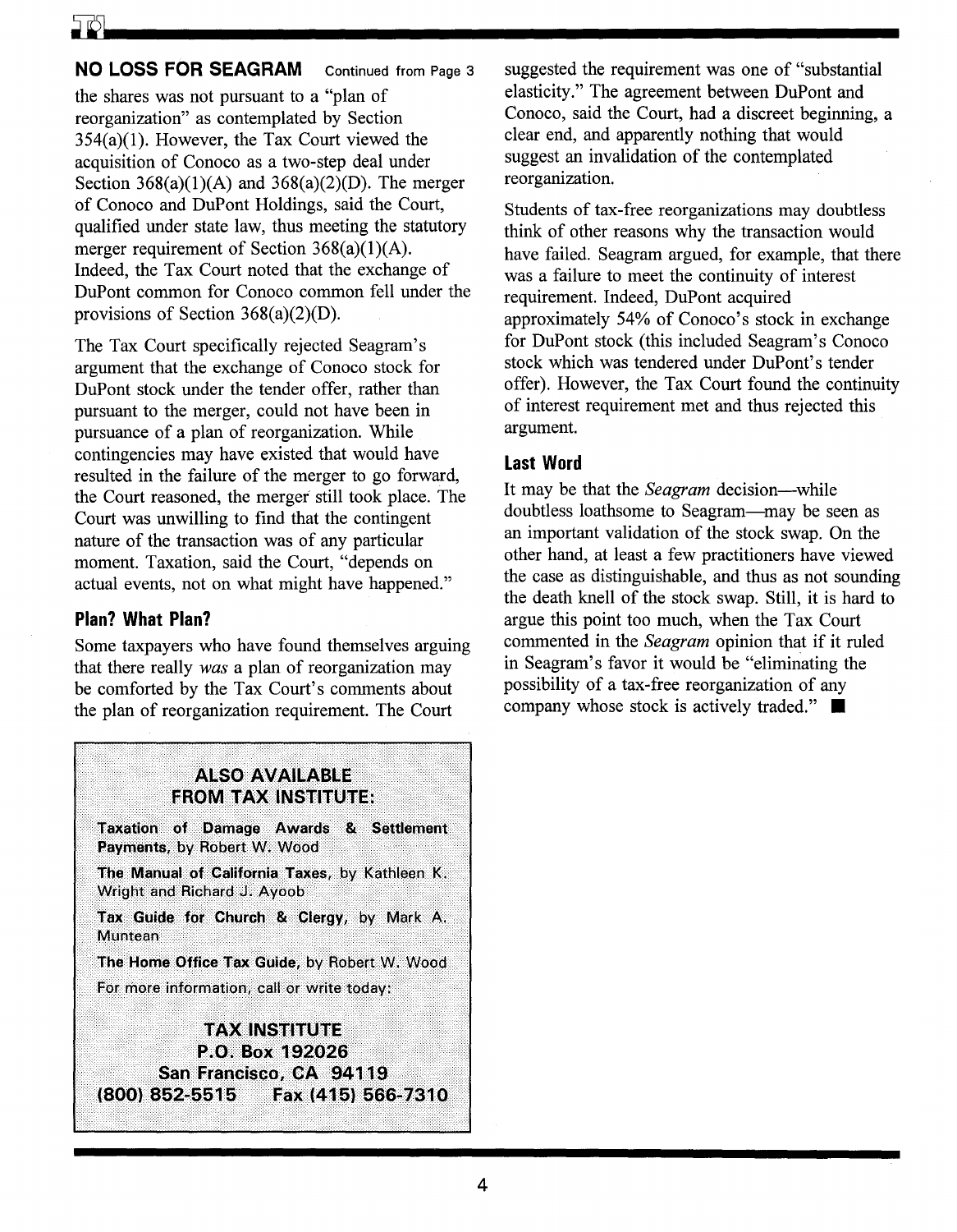## NO LOSS FOR SEAGRAM Continued from Page 3

the shares was not pursuant to a "plan of reorganization" as contemplated by Section 354(a)(1). However, the Tax Court viewed the acquisition of Conoco as a two-step deal under Section 368(a)(1)(A) and 368(a)(2)(D). The merger of Conoco and DuPont Holdings, said the Court, qualified under state law, thus meeting the statutory merger requirement of Section 368(a)(1)(A). Indeed, the Tax Court noted that the exchange of DuPont common for Conoco common fell under the provisions of Section 368(a)(2)(D).

The Tax Court specifically rejected Seagram's argument that the exchange of Conoco stock for DuPont stock under the tender offer, rather than pursuant to the merger, could not have been in pursuance of a plan of reorganization. While contingencies may have existed that would have resulted in the failure of the merger to go forward, the Court reasoned, the merger still took place. The Court was unwilling to find that the contingent nature of the transaction was of any particular moment. Taxation, said the Court, "depends on actual events, not on what might have happened."

### Plan? What Plan?

Some taxpayers who have found themselves arguing that there really *was* a plan of reorganization may be comforted by the Tax Court's comments about the plan of reorganization requirement. The Court suggested the requirement was one of "substantial elasticity." The agreement between DuPont and Conoco, said the Court, had a discreet beginning, a clear end, and apparently nothing that would suggest an invalidation of the contemplated reorganization.

Students of tax-free reorganizations may doubtless think of other reasons why the transaction would have failed. Seagram argued, for example, that there was a failure to meet the continuity of interest requirement. Indeed, DuPont acquired approximately 54% of Conoco's stock in exchange for DuPont stock (this included Seagram's Conoco stock which was tendered under DuPont's tender offer). However, the Tax Court found the continuity of interest requirement met and thus rejected this argument.

### Last Word

It may be that the *Seagram* decision—while doubtless loathsome to Seagram—may be seen as an important validation of the stock swap. On the other hand, at least a few practitioners have viewed the case as distinguishable, and thus as not sounding the death knell of the stock swap. Still, it is hard to argue this point too much, when the Tax Court commented in the *Seagram* opinion that if it ruled in Seagram's favor it would be "eliminating the possibility of a tax-free reorganization of any company whose stock is actively traded." ■

**ALSO AVAILABLE FROM TAX INSTITUTE:**

**Taxation of Damage Awards & Settlement Payments,** by Robert W. Wood

**The Manual of California Taxes,** by Kathleen K. Wright and Richard J. Ayoob

**Tax Guide for Church & Clergy,** by Mark A. Muntean

**The Home Office Tax Guide,** by Robert W. Wood

For more information, call or write today:

**TAX INSTITUTE**
**P.O. Box 192026**
**San Francisco, CA 94119**
**(800) 852-5515 Fax (415) 566-7310**